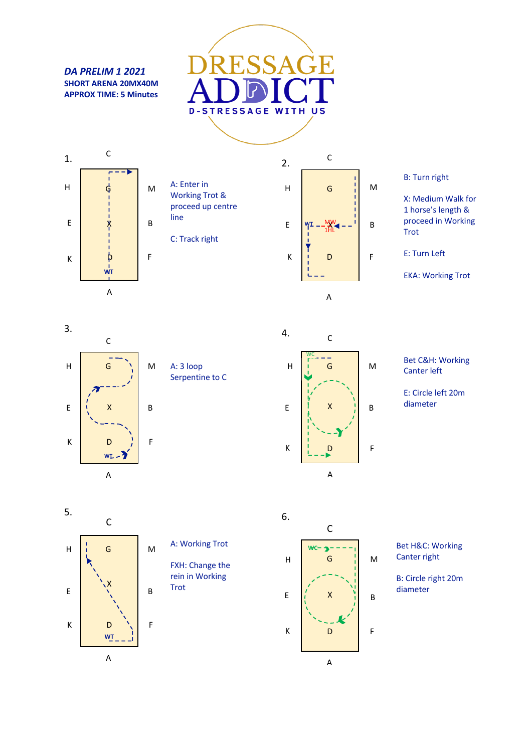***DA PRELIM 1 2021***
**SHORT ARENA 20MX40M**
**APPROX TIME: 5 Minutes**

DRESSAGE ADDICT
D-STRESSAGE WITH US

1.

A: Enter in Working Trot & proceed up centre line

C: Track right

2.

B: Turn right

X: Medium Walk for 1 horse's length & proceed in Working Trot

E: Turn Left

EKA: Working Trot

3.

A: 3 loop Serpentine to C

4.

Bet C&H: Working Canter left

E: Circle left 20m diameter

5.

A: Working Trot

FXH: Change the rein in Working Trot

6.

Bet H&C: Working Canter right

B: Circle right 20m diameter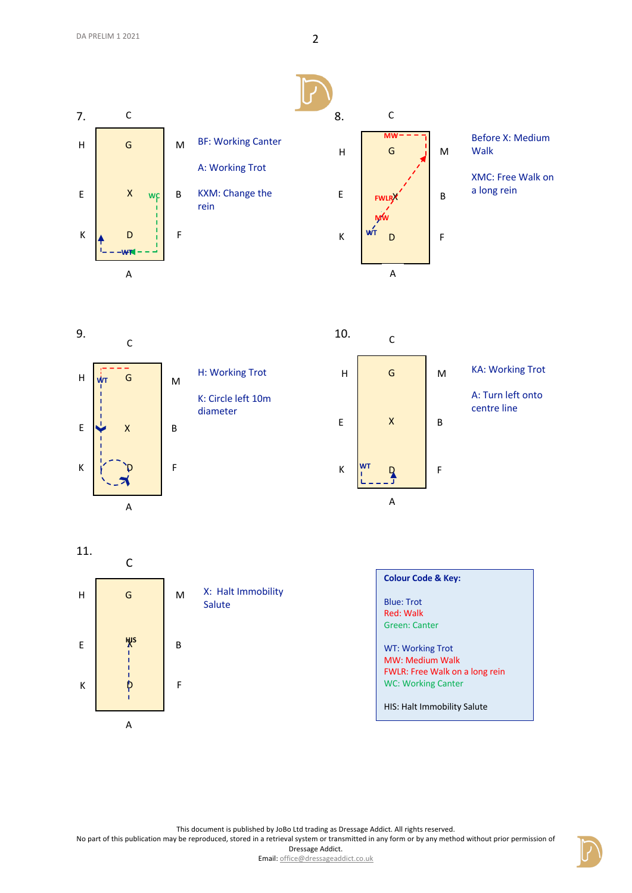7\.

BF: Working Canter

A: Working Trot

KXM: Change the rein

8\.

Before X: Medium Walk

XMC: Free Walk on a long rein

9\.

H: Working Trot

K: Circle left 10m diameter

10\.

KA: Working Trot

A: Turn left onto centre line

11\.

X: Halt Immobility Salute

**Colour Code & Key:**

Blue: Trot
Red: Walk
Green: Canter

WT: Working Trot
MW: Medium Walk
FWLR: Free Walk on a long rein
WC: Working Canter

HIS: Halt Immobility Salute

This document is published by JoBo Ltd trading as Dressage Addict. All rights reserved.
No part of this publication may be reproduced, stored in a retrieval system or transmitted in any form or by any method without prior permission of Dressage Addict.
Email: office@dressageaddict.co.uk